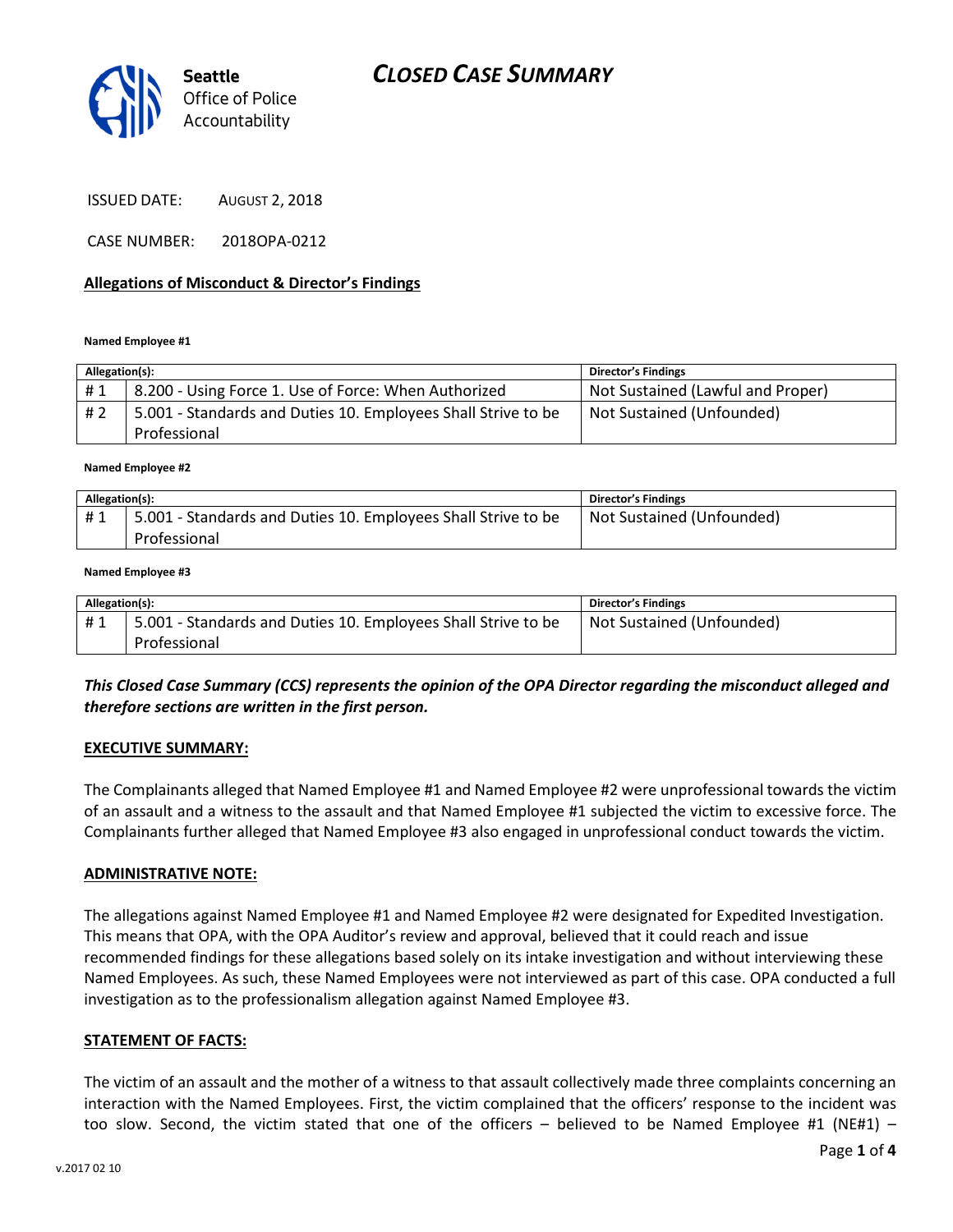# CLOSED CASE SUMMARY

Seattle Office of Police Accountability

ISSUED DATE: AUGUST 2, 2018

CASE NUMBER: 2018OPA-0212

**Allegations of Misconduct & Director's Findings**

**Named Employee #1**

| Allegation(s): | | Director's Findings |
|---|---|---|
| # 1 | 8.200 - Using Force 1. Use of Force: When Authorized | Not Sustained (Lawful and Proper) |
| # 2 | 5.001 - Standards and Duties 10. Employees Shall Strive to be Professional | Not Sustained (Unfounded) |

**Named Employee #2**

| Allegation(s): | | Director's Findings |
|---|---|---|
| # 1 | 5.001 - Standards and Duties 10. Employees Shall Strive to be Professional | Not Sustained (Unfounded) |

**Named Employee #3**

| Allegation(s): | | Director's Findings |
|---|---|---|
| # 1 | 5.001 - Standards and Duties 10. Employees Shall Strive to be Professional | Not Sustained (Unfounded) |

***This Closed Case Summary (CCS) represents the opinion of the OPA Director regarding the misconduct alleged and therefore sections are written in the first person.***

**EXECUTIVE SUMMARY:**

The Complainants alleged that Named Employee #1 and Named Employee #2 were unprofessional towards the victim of an assault and a witness to the assault and that Named Employee #1 subjected the victim to excessive force. The Complainants further alleged that Named Employee #3 also engaged in unprofessional conduct towards the victim.

**ADMINISTRATIVE NOTE:**

The allegations against Named Employee #1 and Named Employee #2 were designated for Expedited Investigation. This means that OPA, with the OPA Auditor's review and approval, believed that it could reach and issue recommended findings for these allegations based solely on its intake investigation and without interviewing these Named Employees. As such, these Named Employees were not interviewed as part of this case. OPA conducted a full investigation as to the professionalism allegation against Named Employee #3.

**STATEMENT OF FACTS:**

The victim of an assault and the mother of a witness to that assault collectively made three complaints concerning an interaction with the Named Employees. First, the victim complained that the officers' response to the incident was too slow. Second, the victim stated that one of the officers – believed to be Named Employee #1 (NE#1) –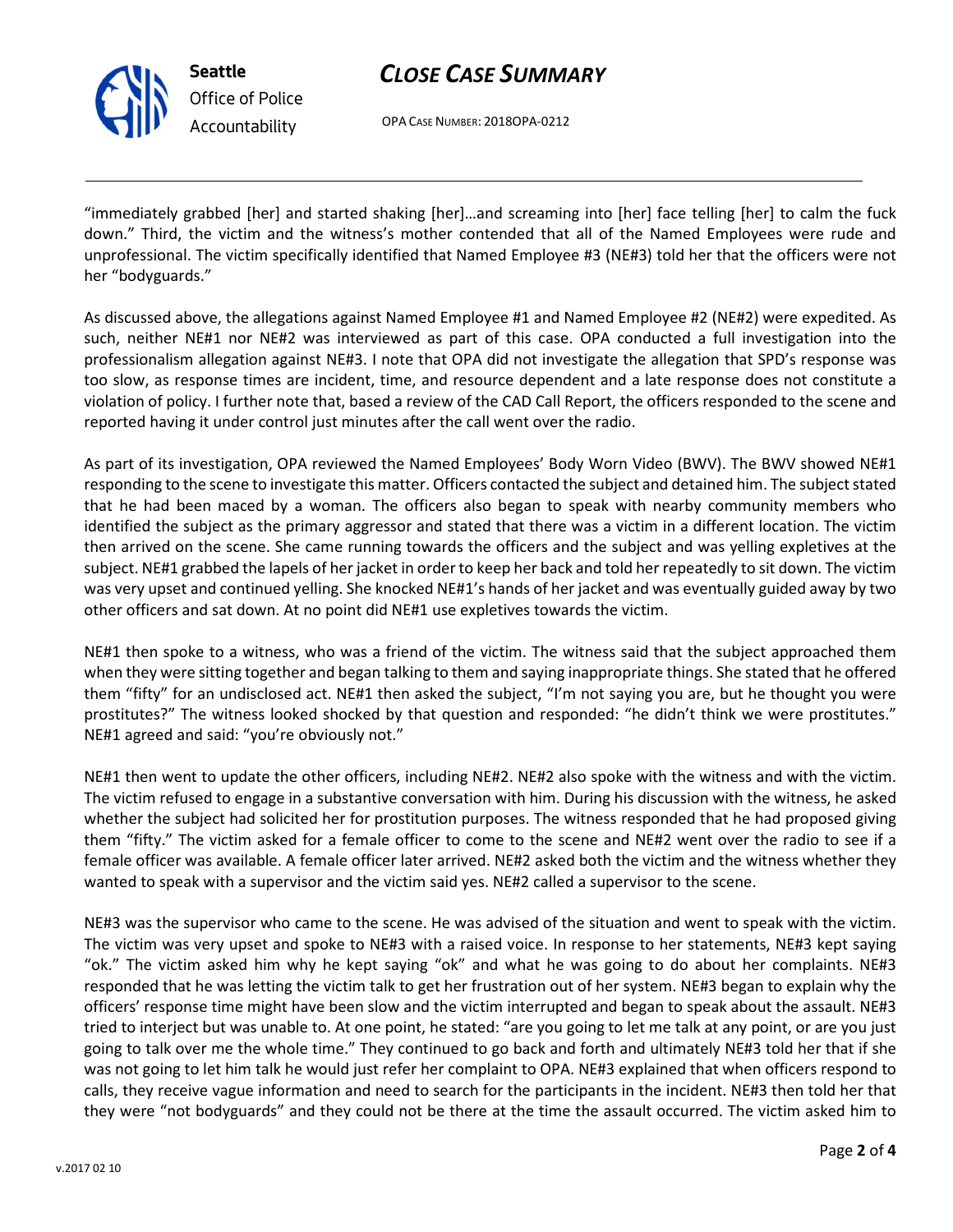"immediately grabbed [her] and started shaking [her]…and screaming into [her] face telling [her] to calm the fuck down." Third, the victim and the witness's mother contended that all of the Named Employees were rude and unprofessional. The victim specifically identified that Named Employee #3 (NE#3) told her that the officers were not her "bodyguards."

As discussed above, the allegations against Named Employee #1 and Named Employee #2 (NE#2) were expedited. As such, neither NE#1 nor NE#2 was interviewed as part of this case. OPA conducted a full investigation into the professionalism allegation against NE#3. I note that OPA did not investigate the allegation that SPD's response was too slow, as response times are incident, time, and resource dependent and a late response does not constitute a violation of policy. I further note that, based a review of the CAD Call Report, the officers responded to the scene and reported having it under control just minutes after the call went over the radio.

As part of its investigation, OPA reviewed the Named Employees' Body Worn Video (BWV). The BWV showed NE#1 responding to the scene to investigate this matter. Officers contacted the subject and detained him. The subject stated that he had been maced by a woman. The officers also began to speak with nearby community members who identified the subject as the primary aggressor and stated that there was a victim in a different location. The victim then arrived on the scene. She came running towards the officers and the subject and was yelling expletives at the subject. NE#1 grabbed the lapels of her jacket in order to keep her back and told her repeatedly to sit down. The victim was very upset and continued yelling. She knocked NE#1's hands of her jacket and was eventually guided away by two other officers and sat down. At no point did NE#1 use expletives towards the victim.

NE#1 then spoke to a witness, who was a friend of the victim. The witness said that the subject approached them when they were sitting together and began talking to them and saying inappropriate things. She stated that he offered them "fifty" for an undisclosed act. NE#1 then asked the subject, "I'm not saying you are, but he thought you were prostitutes?" The witness looked shocked by that question and responded: "he didn't think we were prostitutes." NE#1 agreed and said: "you're obviously not."

NE#1 then went to update the other officers, including NE#2. NE#2 also spoke with the witness and with the victim. The victim refused to engage in a substantive conversation with him. During his discussion with the witness, he asked whether the subject had solicited her for prostitution purposes. The witness responded that he had proposed giving them "fifty." The victim asked for a female officer to come to the scene and NE#2 went over the radio to see if a female officer was available. A female officer later arrived. NE#2 asked both the victim and the witness whether they wanted to speak with a supervisor and the victim said yes. NE#2 called a supervisor to the scene.

NE#3 was the supervisor who came to the scene. He was advised of the situation and went to speak with the victim. The victim was very upset and spoke to NE#3 with a raised voice. In response to her statements, NE#3 kept saying "ok." The victim asked him why he kept saying "ok" and what he was going to do about her complaints. NE#3 responded that he was letting the victim talk to get her frustration out of her system. NE#3 began to explain why the officers' response time might have been slow and the victim interrupted and began to speak about the assault. NE#3 tried to interject but was unable to. At one point, he stated: "are you going to let me talk at any point, or are you just going to talk over me the whole time." They continued to go back and forth and ultimately NE#3 told her that if she was not going to let him talk he would just refer her complaint to OPA. NE#3 explained that when officers respond to calls, they receive vague information and need to search for the participants in the incident. NE#3 then told her that they were "not bodyguards" and they could not be there at the time the assault occurred. The victim asked him to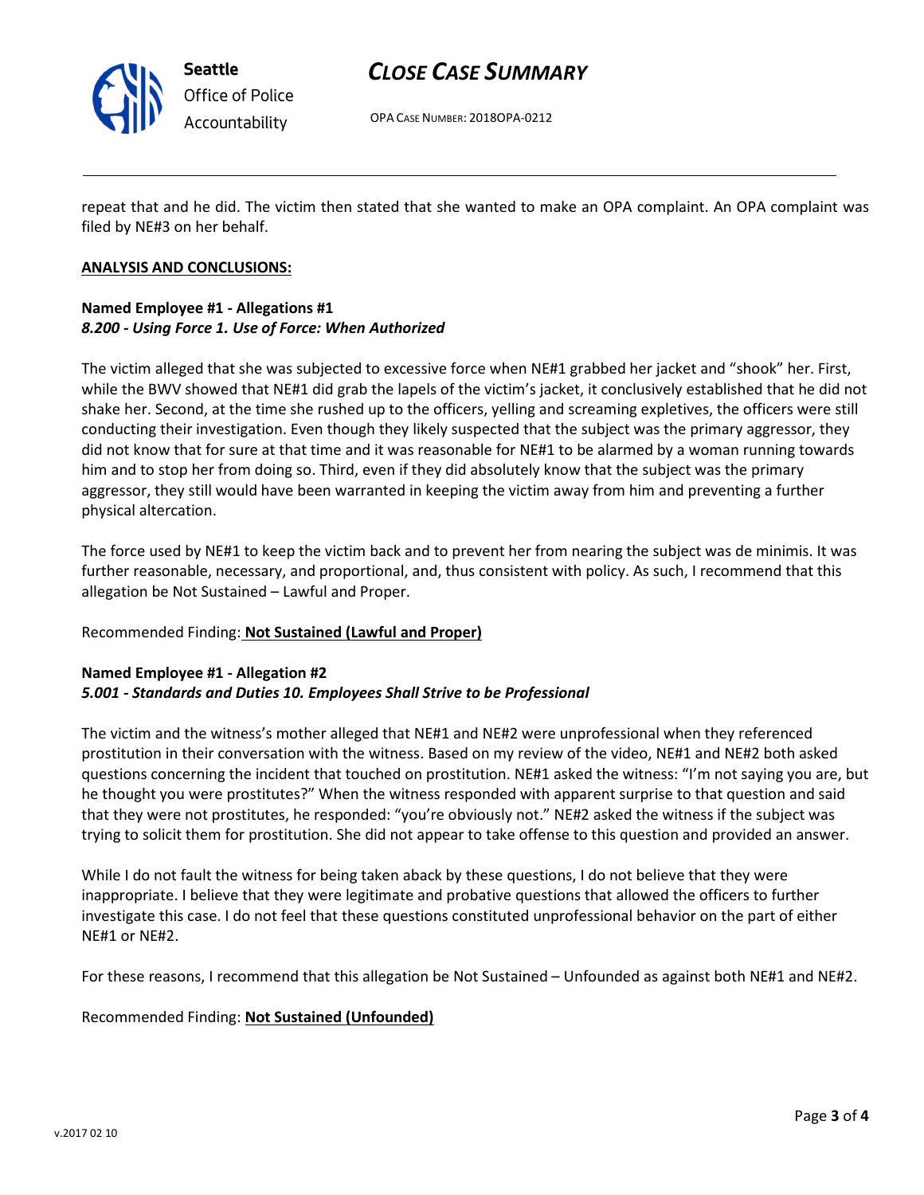repeat that and he did. The victim then stated that she wanted to make an OPA complaint. An OPA complaint was filed by NE#3 on her behalf.

**ANALYSIS AND CONCLUSIONS:**

**Named Employee #1 - Allegations #1**
***8.200 - Using Force 1. Use of Force: When Authorized***

The victim alleged that she was subjected to excessive force when NE#1 grabbed her jacket and "shook" her. First, while the BWV showed that NE#1 did grab the lapels of the victim's jacket, it conclusively established that he did not shake her. Second, at the time she rushed up to the officers, yelling and screaming expletives, the officers were still conducting their investigation. Even though they likely suspected that the subject was the primary aggressor, they did not know that for sure at that time and it was reasonable for NE#1 to be alarmed by a woman running towards him and to stop her from doing so. Third, even if they did absolutely know that the subject was the primary aggressor, they still would have been warranted in keeping the victim away from him and preventing a further physical altercation.

The force used by NE#1 to keep the victim back and to prevent her from nearing the subject was de minimis. It was further reasonable, necessary, and proportional, and, thus consistent with policy. As such, I recommend that this allegation be Not Sustained – Lawful and Proper.

Recommended Finding: **Not Sustained (Lawful and Proper)**

**Named Employee #1 - Allegation #2**
***5.001 - Standards and Duties 10. Employees Shall Strive to be Professional***

The victim and the witness's mother alleged that NE#1 and NE#2 were unprofessional when they referenced prostitution in their conversation with the witness. Based on my review of the video, NE#1 and NE#2 both asked questions concerning the incident that touched on prostitution. NE#1 asked the witness: "I'm not saying you are, but he thought you were prostitutes?" When the witness responded with apparent surprise to that question and said that they were not prostitutes, he responded: "you're obviously not." NE#2 asked the witness if the subject was trying to solicit them for prostitution. She did not appear to take offense to this question and provided an answer.

While I do not fault the witness for being taken aback by these questions, I do not believe that they were inappropriate. I believe that they were legitimate and probative questions that allowed the officers to further investigate this case. I do not feel that these questions constituted unprofessional behavior on the part of either NE#1 or NE#2.

For these reasons, I recommend that this allegation be Not Sustained – Unfounded as against both NE#1 and NE#2.

Recommended Finding: **Not Sustained (Unfounded)**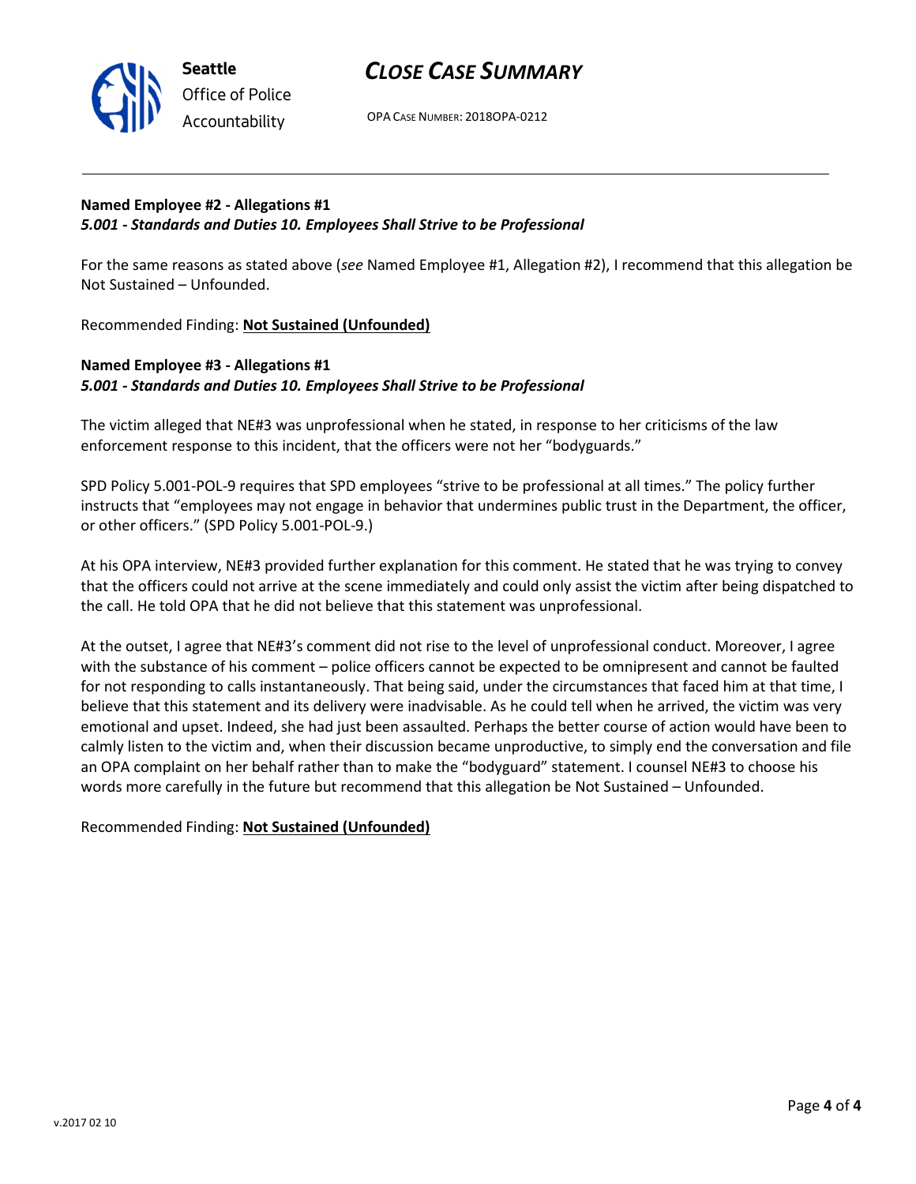**Named Employee #2 - Allegations #1**
***5.001 - Standards and Duties 10. Employees Shall Strive to be Professional***

For the same reasons as stated above (*see* Named Employee #1, Allegation #2), I recommend that this allegation be Not Sustained – Unfounded.

Recommended Finding: **Not Sustained (Unfounded)**

**Named Employee #3 - Allegations #1**
***5.001 - Standards and Duties 10. Employees Shall Strive to be Professional***

The victim alleged that NE#3 was unprofessional when he stated, in response to her criticisms of the law enforcement response to this incident, that the officers were not her "bodyguards."

SPD Policy 5.001-POL-9 requires that SPD employees "strive to be professional at all times." The policy further instructs that "employees may not engage in behavior that undermines public trust in the Department, the officer, or other officers." (SPD Policy 5.001-POL-9.)

At his OPA interview, NE#3 provided further explanation for this comment. He stated that he was trying to convey that the officers could not arrive at the scene immediately and could only assist the victim after being dispatched to the call. He told OPA that he did not believe that this statement was unprofessional.

At the outset, I agree that NE#3's comment did not rise to the level of unprofessional conduct. Moreover, I agree with the substance of his comment – police officers cannot be expected to be omnipresent and cannot be faulted for not responding to calls instantaneously. That being said, under the circumstances that faced him at that time, I believe that this statement and its delivery were inadvisable. As he could tell when he arrived, the victim was very emotional and upset. Indeed, she had just been assaulted. Perhaps the better course of action would have been to calmly listen to the victim and, when their discussion became unproductive, to simply end the conversation and file an OPA complaint on her behalf rather than to make the "bodyguard" statement. I counsel NE#3 to choose his words more carefully in the future but recommend that this allegation be Not Sustained – Unfounded.

Recommended Finding: **Not Sustained (Unfounded)**